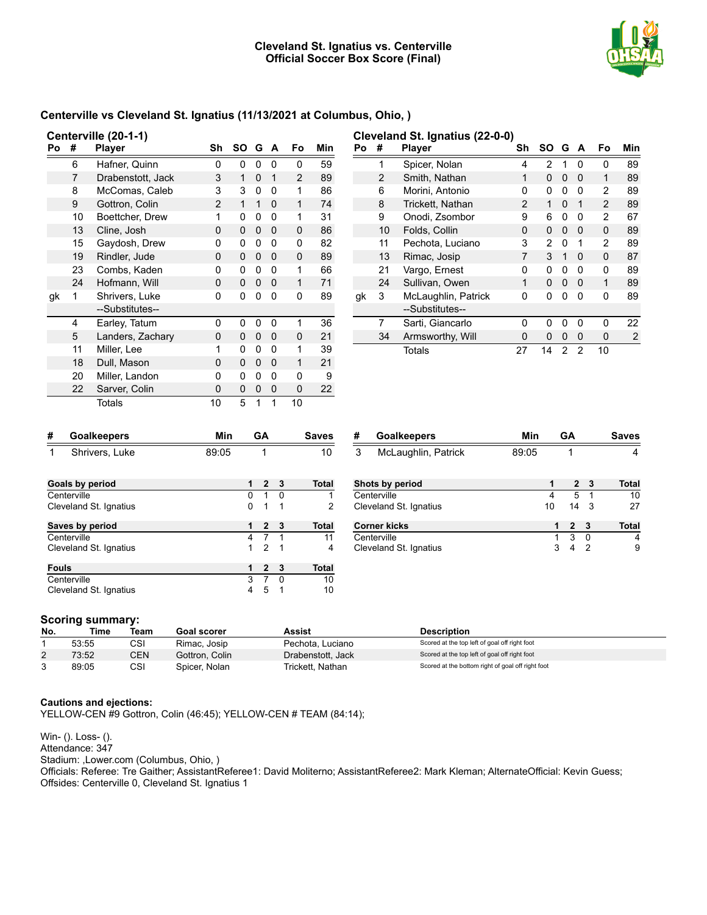**Cleveland St. Ignatius vs. Centerville**
**Official Soccer Box Score (Final)**

## Centerville vs Cleveland St. Ignatius (11/13/2021 at Columbus, Ohio, )

### Centerville (20-1-1)

| Po | # | Player | Sh | SO | G | A | Fo | Min |
|---|---|---|---|---|---|---|---|---|
| | 6 | Hafner, Quinn | 0 | 0 | 0 | 0 | 0 | 59 |
| | 7 | Drabenstott, Jack | 3 | 1 | 0 | 1 | 2 | 89 |
| | 8 | McComas, Caleb | 3 | 3 | 0 | 0 | 1 | 86 |
| | 9 | Gottron, Colin | 2 | 1 | 1 | 0 | 1 | 74 |
| | 10 | Boettcher, Drew | 1 | 0 | 0 | 0 | 1 | 31 |
| | 13 | Cline, Josh | 0 | 0 | 0 | 0 | 0 | 86 |
| | 15 | Gaydosh, Drew | 0 | 0 | 0 | 0 | 0 | 82 |
| | 19 | Rindler, Jude | 0 | 0 | 0 | 0 | 0 | 89 |
| | 23 | Combs, Kaden | 0 | 0 | 0 | 0 | 1 | 66 |
| | 24 | Hofmann, Will | 0 | 0 | 0 | 0 | 1 | 71 |
| gk | 1 | Shrivers, Luke | 0 | 0 | 0 | 0 | 0 | 89 |
| | | --Substitutes-- | | | | | | |
| | 4 | Earley, Tatum | 0 | 0 | 0 | 0 | 1 | 36 |
| | 5 | Landers, Zachary | 0 | 0 | 0 | 0 | 0 | 21 |
| | 11 | Miller, Lee | 1 | 0 | 0 | 0 | 1 | 39 |
| | 18 | Dull, Mason | 0 | 0 | 0 | 0 | 1 | 21 |
| | 20 | Miller, Landon | 0 | 0 | 0 | 0 | 0 | 9 |
| | 22 | Sarver, Colin | 0 | 0 | 0 | 0 | 0 | 22 |
| | | Totals | 10 | 5 | 1 | 1 | 10 | |

### Cleveland St. Ignatius (22-0-0)

| Po | # | Player | Sh | SO | G | A | Fo | Min |
|---|---|---|---|---|---|---|---|---|
| | 1 | Spicer, Nolan | 4 | 2 | 1 | 0 | 0 | 89 |
| | 2 | Smith, Nathan | 1 | 0 | 0 | 0 | 1 | 89 |
| | 6 | Morini, Antonio | 0 | 0 | 0 | 0 | 2 | 89 |
| | 8 | Trickett, Nathan | 2 | 1 | 0 | 1 | 2 | 89 |
| | 9 | Onodi, Zsombor | 9 | 6 | 0 | 0 | 2 | 67 |
| | 10 | Folds, Collin | 0 | 0 | 0 | 0 | 0 | 89 |
| | 11 | Pechota, Luciano | 3 | 2 | 0 | 1 | 2 | 89 |
| | 13 | Rimac, Josip | 7 | 3 | 1 | 0 | 0 | 87 |
| | 21 | Vargo, Ernest | 0 | 0 | 0 | 0 | 0 | 89 |
| | 24 | Sullivan, Owen | 1 | 0 | 0 | 0 | 1 | 89 |
| gk | 3 | McLaughlin, Patrick | 0 | 0 | 0 | 0 | 0 | 89 |
| | | --Substitutes-- | | | | | | |
| | 7 | Sarti, Giancarlo | 0 | 0 | 0 | 0 | 0 | 22 |
| | 34 | Armsworthy, Will | 0 | 0 | 0 | 0 | 0 | 2 |
| | | Totals | 27 | 14 | 2 | 2 | 10 | |

| # | Goalkeepers | Min | GA | Saves |
|---|---|---|---|---|
| 1 | Shrivers, Luke | 89:05 | 1 | 10 |

| # | Goalkeepers | Min | GA | Saves |
|---|---|---|---|---|
| 3 | McLaughlin, Patrick | 89:05 | 1 | 4 |

| Goals by period | 1 | 2 | 3 | Total |
|---|---|---|---|---|
| Centerville | 0 | 1 | 0 | 1 |
| Cleveland St. Ignatius | 0 | 1 | 1 | 2 |

| Shots by period | 1 | 2 | 3 | Total |
|---|---|---|---|---|
| Centerville | 4 | 5 | 1 | 10 |
| Cleveland St. Ignatius | 10 | 14 | 3 | 27 |

| Saves by period | 1 | 2 | 3 | Total |
|---|---|---|---|---|
| Centerville | 4 | 7 | 1 | 11 |
| Cleveland St. Ignatius | 1 | 2 | 1 | 4 |

| Corner kicks | 1 | 2 | 3 | Total |
|---|---|---|---|---|
| Centerville | 1 | 3 | 0 | 4 |
| Cleveland St. Ignatius | 3 | 4 | 2 | 9 |

| Fouls | 1 | 2 | 3 | Total |
|---|---|---|---|---|
| Centerville | 3 | 7 | 0 | 10 |
| Cleveland St. Ignatius | 4 | 5 | 1 | 10 |

### Scoring summary:

| No. | Time | Team | Goal scorer | Assist | Description |
|---|---|---|---|---|---|
| 1 | 53:55 | CSI | Rimac, Josip | Pechota, Luciano | Scored at the top left of goal off right foot |
| 2 | 73:52 | CEN | Gottron, Colin | Drabenstott, Jack | Scored at the top left of goal off right foot |
| 3 | 89:05 | CSI | Spicer, Nolan | Trickett, Nathan | Scored at the bottom right of goal off right foot |

### Cautions and ejections:

YELLOW-CEN #9 Gottron, Colin (46:45); YELLOW-CEN # TEAM (84:14);

Win- (). Loss- ().
Attendance: 347
Stadium: ,Lower.com (Columbus, Ohio, )
Officials: Referee: Tre Gaither; AssistantReferee1: David Moliterno; AssistantReferee2: Mark Kleman; AlternateOfficial: Kevin Guess;
Offsides: Centerville 0, Cleveland St. Ignatius 1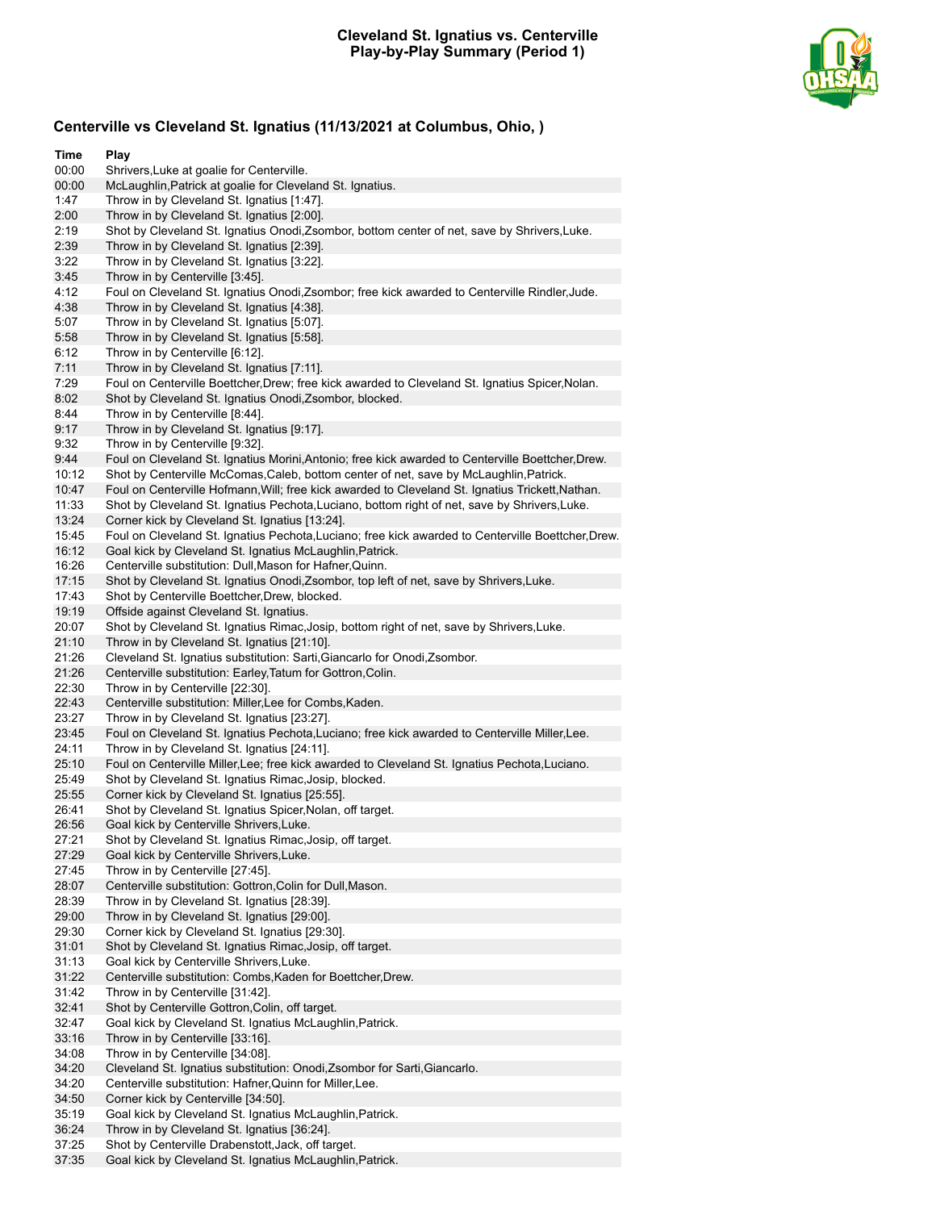**Cleveland St. Ignatius vs. Centerville**
**Play-by-Play Summary (Period 1)**

## Centerville vs Cleveland St. Ignatius (11/13/2021 at Columbus, Ohio, )

| Time | Play |
| --- | --- |
| 00:00 | Shrivers,Luke at goalie for Centerville. |
| 00:00 | McLaughlin,Patrick at goalie for Cleveland St. Ignatius. |
| 1:47 | Throw in by Cleveland St. Ignatius [1:47]. |
| 2:00 | Throw in by Cleveland St. Ignatius [2:00]. |
| 2:19 | Shot by Cleveland St. Ignatius Onodi,Zsombor, bottom center of net, save by Shrivers,Luke. |
| 2:39 | Throw in by Cleveland St. Ignatius [2:39]. |
| 3:22 | Throw in by Cleveland St. Ignatius [3:22]. |
| 3:45 | Throw in by Centerville [3:45]. |
| 4:12 | Foul on Cleveland St. Ignatius Onodi,Zsombor; free kick awarded to Centerville Rindler,Jude. |
| 4:38 | Throw in by Cleveland St. Ignatius [4:38]. |
| 5:07 | Throw in by Cleveland St. Ignatius [5:07]. |
| 5:58 | Throw in by Cleveland St. Ignatius [5:58]. |
| 6:12 | Throw in by Centerville [6:12]. |
| 7:11 | Throw in by Cleveland St. Ignatius [7:11]. |
| 7:29 | Foul on Centerville Boettcher,Drew; free kick awarded to Cleveland St. Ignatius Spicer,Nolan. |
| 8:02 | Shot by Cleveland St. Ignatius Onodi,Zsombor, blocked. |
| 8:44 | Throw in by Centerville [8:44]. |
| 9:17 | Throw in by Cleveland St. Ignatius [9:17]. |
| 9:32 | Throw in by Centerville [9:32]. |
| 9:44 | Foul on Cleveland St. Ignatius Morini,Antonio; free kick awarded to Centerville Boettcher,Drew. |
| 10:12 | Shot by Centerville McComas,Caleb, bottom center of net, save by McLaughlin,Patrick. |
| 10:47 | Foul on Centerville Hofmann,Will; free kick awarded to Cleveland St. Ignatius Trickett,Nathan. |
| 11:33 | Shot by Cleveland St. Ignatius Pechota,Luciano, bottom right of net, save by Shrivers,Luke. |
| 13:24 | Corner kick by Cleveland St. Ignatius [13:24]. |
| 15:45 | Foul on Cleveland St. Ignatius Pechota,Luciano; free kick awarded to Centerville Boettcher,Drew. |
| 16:12 | Goal kick by Cleveland St. Ignatius McLaughlin,Patrick. |
| 16:26 | Centerville substitution: Dull,Mason for Hafner,Quinn. |
| 17:15 | Shot by Cleveland St. Ignatius Onodi,Zsombor, top left of net, save by Shrivers,Luke. |
| 17:43 | Shot by Centerville Boettcher,Drew, blocked. |
| 19:19 | Offside against Cleveland St. Ignatius. |
| 20:07 | Shot by Cleveland St. Ignatius Rimac,Josip, bottom right of net, save by Shrivers,Luke. |
| 21:10 | Throw in by Cleveland St. Ignatius [21:10]. |
| 21:26 | Cleveland St. Ignatius substitution: Sarti,Giancarlo for Onodi,Zsombor. |
| 21:26 | Centerville substitution: Earley,Tatum for Gottron,Colin. |
| 22:30 | Throw in by Centerville [22:30]. |
| 22:43 | Centerville substitution: Miller,Lee for Combs,Kaden. |
| 23:27 | Throw in by Cleveland St. Ignatius [23:27]. |
| 23:45 | Foul on Cleveland St. Ignatius Pechota,Luciano; free kick awarded to Centerville Miller,Lee. |
| 24:11 | Throw in by Cleveland St. Ignatius [24:11]. |
| 25:10 | Foul on Centerville Miller,Lee; free kick awarded to Cleveland St. Ignatius Pechota,Luciano. |
| 25:49 | Shot by Cleveland St. Ignatius Rimac,Josip, blocked. |
| 25:55 | Corner kick by Cleveland St. Ignatius [25:55]. |
| 26:41 | Shot by Cleveland St. Ignatius Spicer,Nolan, off target. |
| 26:56 | Goal kick by Centerville Shrivers,Luke. |
| 27:21 | Shot by Cleveland St. Ignatius Rimac,Josip, off target. |
| 27:29 | Goal kick by Centerville Shrivers,Luke. |
| 27:45 | Throw in by Centerville [27:45]. |
| 28:07 | Centerville substitution: Gottron,Colin for Dull,Mason. |
| 28:39 | Throw in by Cleveland St. Ignatius [28:39]. |
| 29:00 | Throw in by Cleveland St. Ignatius [29:00]. |
| 29:30 | Corner kick by Cleveland St. Ignatius [29:30]. |
| 31:01 | Shot by Cleveland St. Ignatius Rimac,Josip, off target. |
| 31:13 | Goal kick by Centerville Shrivers,Luke. |
| 31:22 | Centerville substitution: Combs,Kaden for Boettcher,Drew. |
| 31:42 | Throw in by Centerville [31:42]. |
| 32:41 | Shot by Centerville Gottron,Colin, off target. |
| 32:47 | Goal kick by Cleveland St. Ignatius McLaughlin,Patrick. |
| 33:16 | Throw in by Centerville [33:16]. |
| 34:08 | Throw in by Centerville [34:08]. |
| 34:20 | Cleveland St. Ignatius substitution: Onodi,Zsombor for Sarti,Giancarlo. |
| 34:20 | Centerville substitution: Hafner,Quinn for Miller,Lee. |
| 34:50 | Corner kick by Centerville [34:50]. |
| 35:19 | Goal kick by Cleveland St. Ignatius McLaughlin,Patrick. |
| 36:24 | Throw in by Cleveland St. Ignatius [36:24]. |
| 37:25 | Shot by Centerville Drabenstott,Jack, off target. |
| 37:35 | Goal kick by Cleveland St. Ignatius McLaughlin,Patrick. |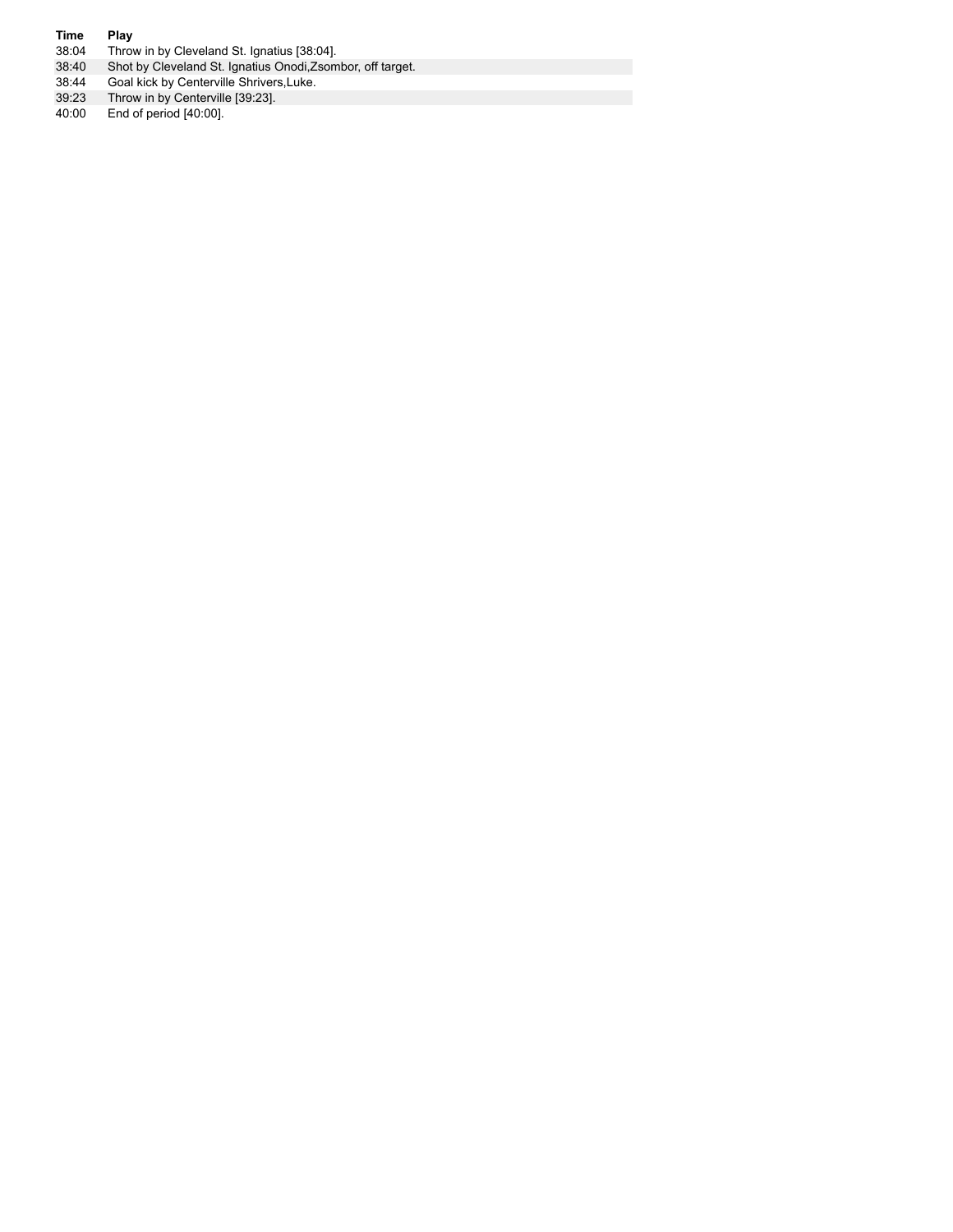| Time | Play |
| --- | --- |
| 38:04 | Throw in by Cleveland St. Ignatius [38:04]. |
| 38:40 | Shot by Cleveland St. Ignatius Onodi,Zsombor, off target. |
| 38:44 | Goal kick by Centerville Shrivers,Luke. |
| 39:23 | Throw in by Centerville [39:23]. |
| 40:00 | End of period [40:00]. |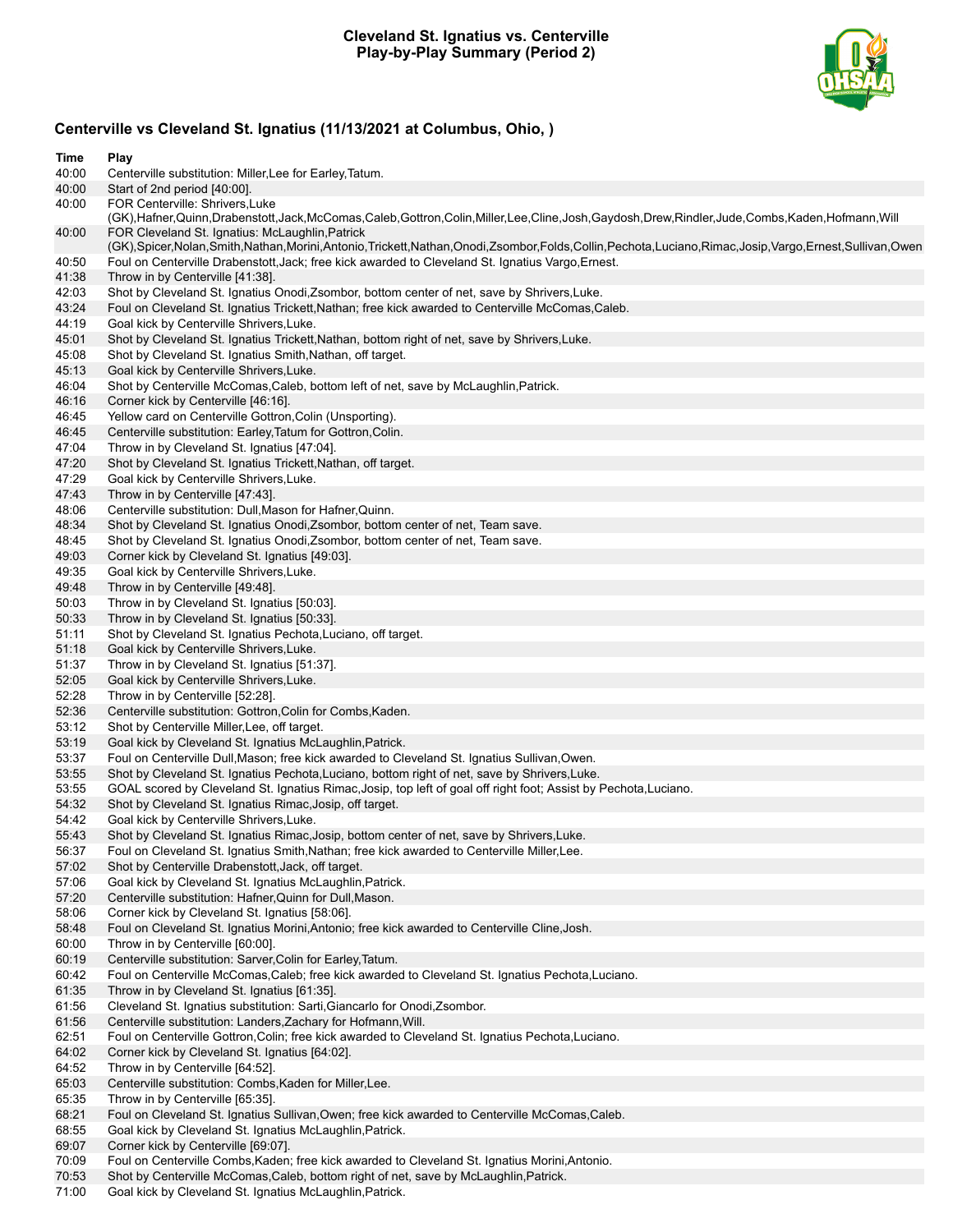# Cleveland St. Ignatius vs. Centerville
## Play-by-Play Summary (Period 2)

### Centerville vs Cleveland St. Ignatius (11/13/2021 at Columbus, Ohio, )

| Time | Play |
|---|---|
| 40:00 | Centerville substitution: Miller,Lee for Earley,Tatum. |
| 40:00 | Start of 2nd period [40:00]. |
| 40:00 | FOR Centerville: Shrivers,Luke (GK),Hafner,Quinn,Drabenstott,Jack,McComas,Caleb,Gottron,Colin,Miller,Lee,Cline,Josh,Gaydosh,Drew,Rindler,Jude,Combs,Kaden,Hofmann,Will |
| 40:00 | FOR Cleveland St. Ignatius: McLaughlin,Patrick (GK),Spicer,Nolan,Smith,Nathan,Morini,Antonio,Trickett,Nathan,Onodi,Zsombor,Folds,Collin,Pechota,Luciano,Rimac,Josip,Vargo,Ernest,Sullivan,Owen |
| 40:50 | Foul on Centerville Drabenstott,Jack; free kick awarded to Cleveland St. Ignatius Vargo,Ernest. |
| 41:38 | Throw in by Centerville [41:38]. |
| 42:03 | Shot by Cleveland St. Ignatius Onodi,Zsombor, bottom center of net, save by Shrivers,Luke. |
| 43:24 | Foul on Cleveland St. Ignatius Trickett,Nathan; free kick awarded to Centerville McComas,Caleb. |
| 44:19 | Goal kick by Centerville Shrivers,Luke. |
| 45:01 | Shot by Cleveland St. Ignatius Trickett,Nathan, bottom right of net, save by Shrivers,Luke. |
| 45:08 | Shot by Cleveland St. Ignatius Smith,Nathan, off target. |
| 45:13 | Goal kick by Centerville Shrivers,Luke. |
| 46:04 | Shot by Centerville McComas,Caleb, bottom left of net, save by McLaughlin,Patrick. |
| 46:16 | Corner kick by Centerville [46:16]. |
| 46:45 | Yellow card on Centerville Gottron,Colin (Unsporting). |
| 46:45 | Centerville substitution: Earley,Tatum for Gottron,Colin. |
| 47:04 | Throw in by Cleveland St. Ignatius [47:04]. |
| 47:20 | Shot by Cleveland St. Ignatius Trickett,Nathan, off target. |
| 47:29 | Goal kick by Centerville Shrivers,Luke. |
| 47:43 | Throw in by Centerville [47:43]. |
| 48:06 | Centerville substitution: Dull,Mason for Hafner,Quinn. |
| 48:34 | Shot by Cleveland St. Ignatius Onodi,Zsombor, bottom center of net, Team save. |
| 48:45 | Shot by Cleveland St. Ignatius Onodi,Zsombor, bottom center of net, Team save. |
| 49:03 | Corner kick by Cleveland St. Ignatius [49:03]. |
| 49:35 | Goal kick by Centerville Shrivers,Luke. |
| 49:48 | Throw in by Centerville [49:48]. |
| 50:03 | Throw in by Cleveland St. Ignatius [50:03]. |
| 50:33 | Throw in by Cleveland St. Ignatius [50:33]. |
| 51:11 | Shot by Cleveland St. Ignatius Pechota,Luciano, off target. |
| 51:18 | Goal kick by Centerville Shrivers,Luke. |
| 51:37 | Throw in by Cleveland St. Ignatius [51:37]. |
| 52:05 | Goal kick by Centerville Shrivers,Luke. |
| 52:28 | Throw in by Centerville [52:28]. |
| 52:36 | Centerville substitution: Gottron,Colin for Combs,Kaden. |
| 53:12 | Shot by Centerville Miller,Lee, off target. |
| 53:19 | Goal kick by Cleveland St. Ignatius McLaughlin,Patrick. |
| 53:37 | Foul on Centerville Dull,Mason; free kick awarded to Cleveland St. Ignatius Sullivan,Owen. |
| 53:55 | Shot by Cleveland St. Ignatius Pechota,Luciano, bottom right of net, save by Shrivers,Luke. |
| 53:55 | GOAL scored by Cleveland St. Ignatius Rimac,Josip, top left of goal off right foot; Assist by Pechota,Luciano. |
| 54:32 | Shot by Cleveland St. Ignatius Rimac,Josip, off target. |
| 54:42 | Goal kick by Centerville Shrivers,Luke. |
| 55:43 | Shot by Cleveland St. Ignatius Rimac,Josip, bottom center of net, save by Shrivers,Luke. |
| 56:37 | Foul on Cleveland St. Ignatius Smith,Nathan; free kick awarded to Centerville Miller,Lee. |
| 57:02 | Shot by Centerville Drabenstott,Jack, off target. |
| 57:06 | Goal kick by Cleveland St. Ignatius McLaughlin,Patrick. |
| 57:20 | Centerville substitution: Hafner,Quinn for Dull,Mason. |
| 58:06 | Corner kick by Cleveland St. Ignatius [58:06]. |
| 58:48 | Foul on Cleveland St. Ignatius Morini,Antonio; free kick awarded to Centerville Cline,Josh. |
| 60:00 | Throw in by Centerville [60:00]. |
| 60:19 | Centerville substitution: Sarver,Colin for Earley,Tatum. |
| 60:42 | Foul on Centerville McComas,Caleb; free kick awarded to Cleveland St. Ignatius Pechota,Luciano. |
| 61:35 | Throw in by Cleveland St. Ignatius [61:35]. |
| 61:56 | Cleveland St. Ignatius substitution: Sarti,Giancarlo for Onodi,Zsombor. |
| 61:56 | Centerville substitution: Landers,Zachary for Hofmann,Will. |
| 62:51 | Foul on Centerville Gottron,Colin; free kick awarded to Cleveland St. Ignatius Pechota,Luciano. |
| 64:02 | Corner kick by Cleveland St. Ignatius [64:02]. |
| 64:52 | Throw in by Centerville [64:52]. |
| 65:03 | Centerville substitution: Combs,Kaden for Miller,Lee. |
| 65:35 | Throw in by Centerville [65:35]. |
| 68:21 | Foul on Cleveland St. Ignatius Sullivan,Owen; free kick awarded to Centerville McComas,Caleb. |
| 68:55 | Goal kick by Cleveland St. Ignatius McLaughlin,Patrick. |
| 69:07 | Corner kick by Centerville [69:07]. |
| 70:09 | Foul on Centerville Combs,Kaden; free kick awarded to Cleveland St. Ignatius Morini,Antonio. |
| 70:53 | Shot by Centerville McComas,Caleb, bottom right of net, save by McLaughlin,Patrick. |
| 71:00 | Goal kick by Cleveland St. Ignatius McLaughlin,Patrick. |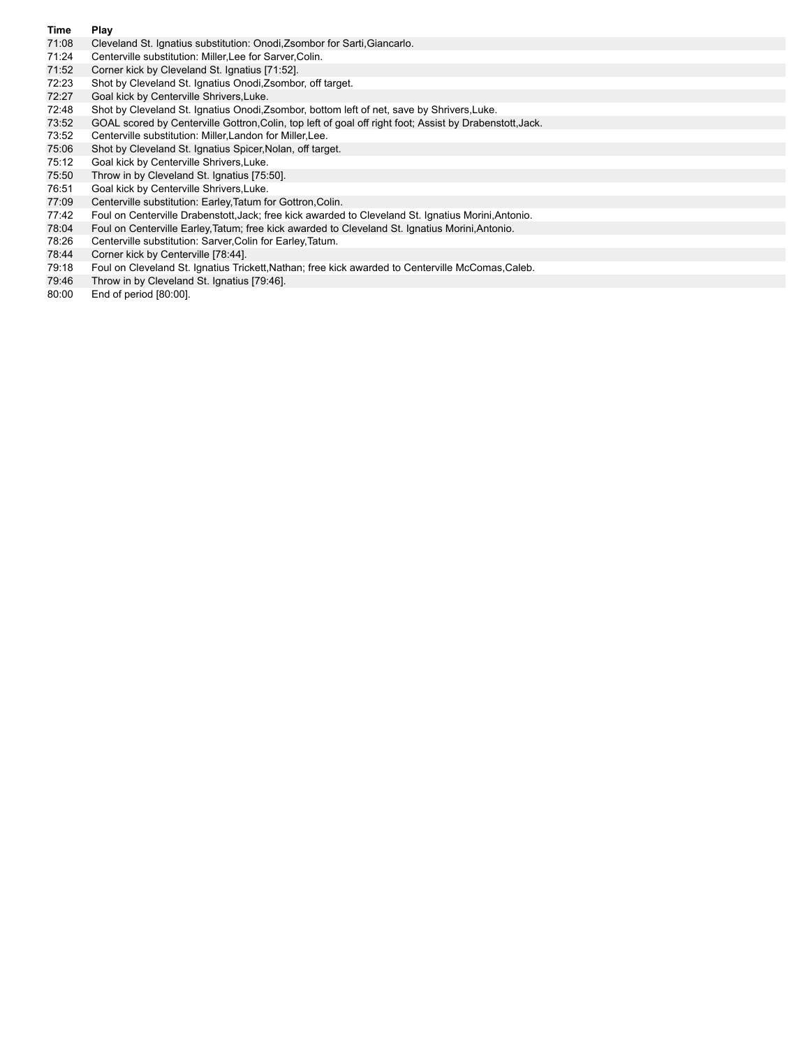| Time | Play |
| --- | --- |
| 71:08 | Cleveland St. Ignatius substitution: Onodi,Zsombor for Sarti,Giancarlo. |
| 71:24 | Centerville substitution: Miller,Lee for Sarver,Colin. |
| 71:52 | Corner kick by Cleveland St. Ignatius [71:52]. |
| 72:23 | Shot by Cleveland St. Ignatius Onodi,Zsombor, off target. |
| 72:27 | Goal kick by Centerville Shrivers,Luke. |
| 72:48 | Shot by Cleveland St. Ignatius Onodi,Zsombor, bottom left of net, save by Shrivers,Luke. |
| 73:52 | GOAL scored by Centerville Gottron,Colin, top left of goal off right foot; Assist by Drabenstott,Jack. |
| 73:52 | Centerville substitution: Miller,Landon for Miller,Lee. |
| 75:06 | Shot by Cleveland St. Ignatius Spicer,Nolan, off target. |
| 75:12 | Goal kick by Centerville Shrivers,Luke. |
| 75:50 | Throw in by Cleveland St. Ignatius [75:50]. |
| 76:51 | Goal kick by Centerville Shrivers,Luke. |
| 77:09 | Centerville substitution: Earley,Tatum for Gottron,Colin. |
| 77:42 | Foul on Centerville Drabenstott,Jack; free kick awarded to Cleveland St. Ignatius Morini,Antonio. |
| 78:04 | Foul on Centerville Earley,Tatum; free kick awarded to Cleveland St. Ignatius Morini,Antonio. |
| 78:26 | Centerville substitution: Sarver,Colin for Earley,Tatum. |
| 78:44 | Corner kick by Centerville [78:44]. |
| 79:18 | Foul on Cleveland St. Ignatius Trickett,Nathan; free kick awarded to Centerville McComas,Caleb. |
| 79:46 | Throw in by Cleveland St. Ignatius [79:46]. |
| 80:00 | End of period [80:00]. |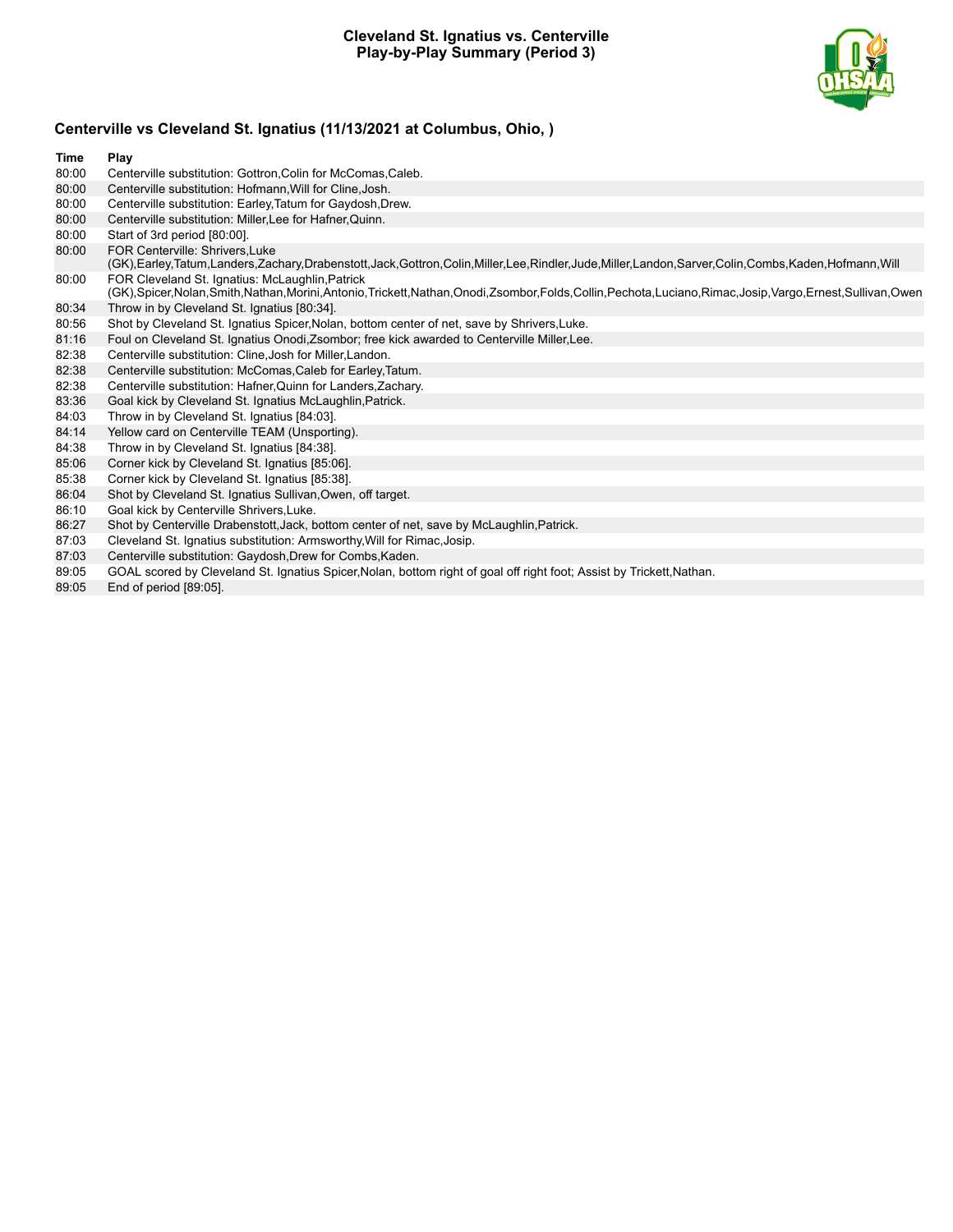# Cleveland St. Ignatius vs. Centerville
## Play-by-Play Summary (Period 3)

### Centerville vs Cleveland St. Ignatius (11/13/2021 at Columbus, Ohio, )

| Time | Play |
|---|---|
| 80:00 | Centerville substitution: Gottron,Colin for McComas,Caleb. |
| 80:00 | Centerville substitution: Hofmann,Will for Cline,Josh. |
| 80:00 | Centerville substitution: Earley,Tatum for Gaydosh,Drew. |
| 80:00 | Centerville substitution: Miller,Lee for Hafner,Quinn. |
| 80:00 | Start of 3rd period [80:00]. |
| 80:00 | FOR Centerville: Shrivers,Luke (GK),Earley,Tatum,Landers,Zachary,Drabenstott,Jack,Gottron,Colin,Miller,Lee,Rindler,Jude,Miller,Landon,Sarver,Colin,Combs,Kaden,Hofmann,Will |
| 80:00 | FOR Cleveland St. Ignatius: McLaughlin,Patrick (GK),Spicer,Nolan,Smith,Nathan,Morini,Antonio,Trickett,Nathan,Onodi,Zsombor,Folds,Collin,Pechota,Luciano,Rimac,Josip,Vargo,Ernest,Sullivan,Owen |
| 80:34 | Throw in by Cleveland St. Ignatius [80:34]. |
| 80:56 | Shot by Cleveland St. Ignatius Spicer,Nolan, bottom center of net, save by Shrivers,Luke. |
| 81:16 | Foul on Cleveland St. Ignatius Onodi,Zsombor; free kick awarded to Centerville Miller,Lee. |
| 82:38 | Centerville substitution: Cline,Josh for Miller,Landon. |
| 82:38 | Centerville substitution: McComas,Caleb for Earley,Tatum. |
| 82:38 | Centerville substitution: Hafner,Quinn for Landers,Zachary. |
| 83:36 | Goal kick by Cleveland St. Ignatius McLaughlin,Patrick. |
| 84:03 | Throw in by Cleveland St. Ignatius [84:03]. |
| 84:14 | Yellow card on Centerville TEAM (Unsporting). |
| 84:38 | Throw in by Cleveland St. Ignatius [84:38]. |
| 85:06 | Corner kick by Cleveland St. Ignatius [85:06]. |
| 85:38 | Corner kick by Cleveland St. Ignatius [85:38]. |
| 86:04 | Shot by Cleveland St. Ignatius Sullivan,Owen, off target. |
| 86:10 | Goal kick by Centerville Shrivers,Luke. |
| 86:27 | Shot by Centerville Drabenstott,Jack, bottom center of net, save by McLaughlin,Patrick. |
| 87:03 | Cleveland St. Ignatius substitution: Armsworthy,Will for Rimac,Josip. |
| 87:03 | Centerville substitution: Gaydosh,Drew for Combs,Kaden. |
| 89:05 | GOAL scored by Cleveland St. Ignatius Spicer,Nolan, bottom right of goal off right foot; Assist by Trickett,Nathan. |
| 89:05 | End of period [89:05]. |